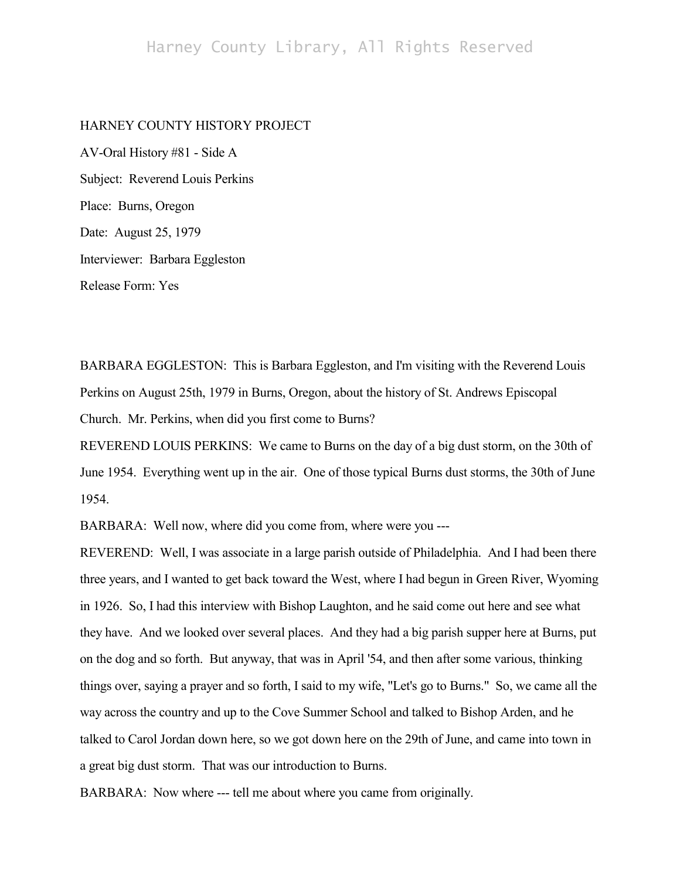HARNEY COUNTY HISTORY PROJECT

AV-Oral History #81 - Side A

Subject: Reverend Louis Perkins

Place: Burns, Oregon

Date: August 25, 1979

Interviewer: Barbara Eggleston

Release Form: Yes

BARBARA EGGLESTON: This is Barbara Eggleston, and I'm visiting with the Reverend Louis Perkins on August 25th, 1979 in Burns, Oregon, about the history of St. Andrews Episcopal Church. Mr. Perkins, when did you first come to Burns?

REVEREND LOUIS PERKINS: We came to Burns on the day of a big dust storm, on the 30th of June 1954. Everything went up in the air. One of those typical Burns dust storms, the 30th of June 1954.

BARBARA: Well now, where did you come from, where were you ---

REVEREND: Well, I was associate in a large parish outside of Philadelphia. And I had been there three years, and I wanted to get back toward the West, where I had begun in Green River, Wyoming in 1926. So, I had this interview with Bishop Laughton, and he said come out here and see what they have. And we looked over several places. And they had a big parish supper here at Burns, put on the dog and so forth. But anyway, that was in April '54, and then after some various, thinking things over, saying a prayer and so forth, I said to my wife, "Let's go to Burns." So, we came all the way across the country and up to the Cove Summer School and talked to Bishop Arden, and he talked to Carol Jordan down here, so we got down here on the 29th of June, and came into town in a great big dust storm. That was our introduction to Burns.

BARBARA: Now where --- tell me about where you came from originally.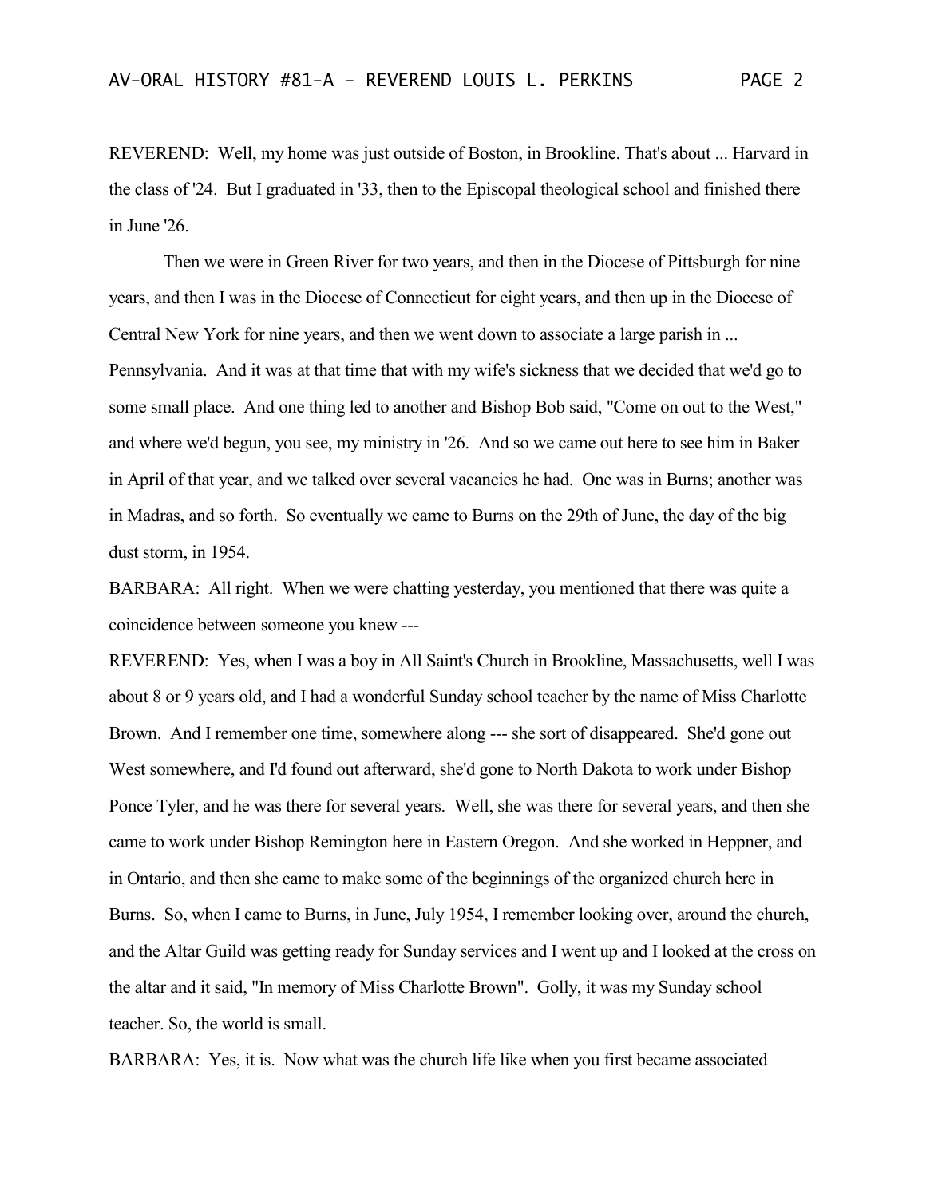REVEREND: Well, my home was just outside of Boston, in Brookline. That's about ... Harvard in the class of '24. But I graduated in '33, then to the Episcopal theological school and finished there in June '26.

Then we were in Green River for two years, and then in the Diocese of Pittsburgh for nine years, and then I was in the Diocese of Connecticut for eight years, and then up in the Diocese of Central New York for nine years, and then we went down to associate a large parish in ... Pennsylvania. And it was at that time that with my wife's sickness that we decided that we'd go to some small place. And one thing led to another and Bishop Bob said, "Come on out to the West," and where we'd begun, you see, my ministry in '26. And so we came out here to see him in Baker in April of that year, and we talked over several vacancies he had. One was in Burns; another was in Madras, and so forth. So eventually we came to Burns on the 29th of June, the day of the big dust storm, in 1954.

BARBARA: All right. When we were chatting yesterday, you mentioned that there was quite a coincidence between someone you knew ---

REVEREND: Yes, when I was a boy in All Saint's Church in Brookline, Massachusetts, well I was about 8 or 9 years old, and I had a wonderful Sunday school teacher by the name of Miss Charlotte Brown. And I remember one time, somewhere along --- she sort of disappeared. She'd gone out West somewhere, and I'd found out afterward, she'd gone to North Dakota to work under Bishop Ponce Tyler, and he was there for several years. Well, she was there for several years, and then she came to work under Bishop Remington here in Eastern Oregon. And she worked in Heppner, and in Ontario, and then she came to make some of the beginnings of the organized church here in Burns. So, when I came to Burns, in June, July 1954, I remember looking over, around the church, and the Altar Guild was getting ready for Sunday services and I went up and I looked at the cross on the altar and it said, "In memory of Miss Charlotte Brown". Golly, it was my Sunday school teacher. So, the world is small.

BARBARA: Yes, it is. Now what was the church life like when you first became associated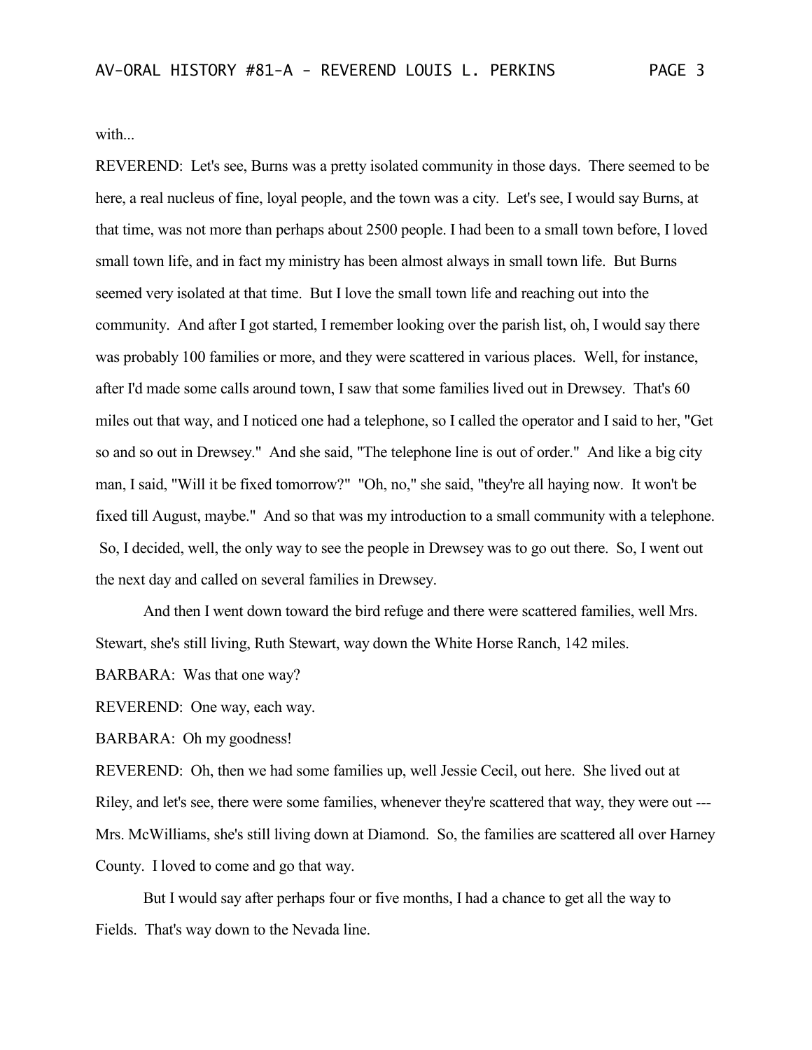with...

REVEREND: Let's see, Burns was a pretty isolated community in those days. There seemed to be here, a real nucleus of fine, loyal people, and the town was a city. Let's see, I would say Burns, at that time, was not more than perhaps about 2500 people. I had been to a small town before, I loved small town life, and in fact my ministry has been almost always in small town life. But Burns seemed very isolated at that time. But I love the small town life and reaching out into the community. And after I got started, I remember looking over the parish list, oh, I would say there was probably 100 families or more, and they were scattered in various places. Well, for instance, after I'd made some calls around town, I saw that some families lived out in Drewsey. That's 60 miles out that way, and I noticed one had a telephone, so I called the operator and I said to her, "Get so and so out in Drewsey." And she said, "The telephone line is out of order." And like a big city man, I said, "Will it be fixed tomorrow?" "Oh, no," she said, "they're all haying now. It won't be fixed till August, maybe." And so that was my introduction to a small community with a telephone. So, I decided, well, the only way to see the people in Drewsey was to go out there. So, I went out the next day and called on several families in Drewsey.

And then I went down toward the bird refuge and there were scattered families, well Mrs. Stewart, she's still living, Ruth Stewart, way down the White Horse Ranch, 142 miles.

BARBARA: Was that one way?

REVEREND: One way, each way.

BARBARA: Oh my goodness!

REVEREND: Oh, then we had some families up, well Jessie Cecil, out here. She lived out at Riley, and let's see, there were some families, whenever they're scattered that way, they were out --- Mrs. McWilliams, she's still living down at Diamond. So, the families are scattered all over Harney County. I loved to come and go that way.

But I would say after perhaps four or five months, I had a chance to get all the way to Fields. That's way down to the Nevada line.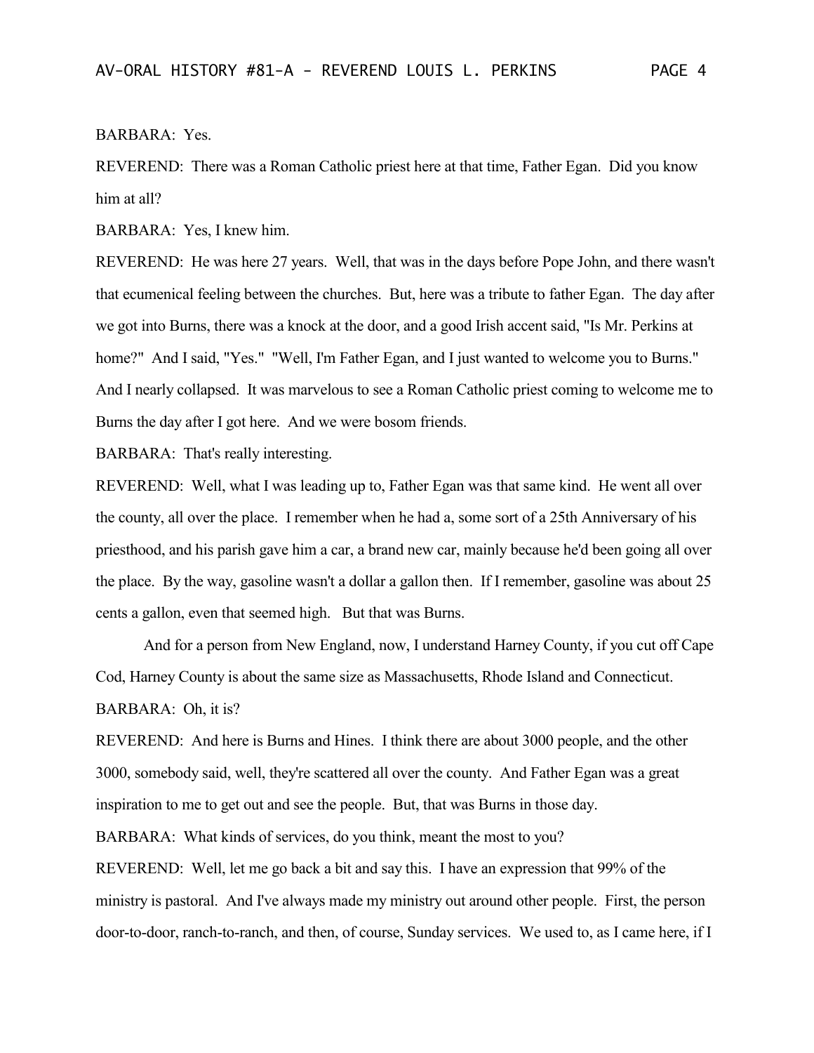BARBARA: Yes.

REVEREND: There was a Roman Catholic priest here at that time, Father Egan. Did you know him at all?

BARBARA: Yes, I knew him.

REVEREND: He was here 27 years. Well, that was in the days before Pope John, and there wasn't that ecumenical feeling between the churches. But, here was a tribute to father Egan. The day after we got into Burns, there was a knock at the door, and a good Irish accent said, "Is Mr. Perkins at home?" And I said, "Yes." "Well, I'm Father Egan, and I just wanted to welcome you to Burns." And I nearly collapsed. It was marvelous to see a Roman Catholic priest coming to welcome me to Burns the day after I got here. And we were bosom friends.

BARBARA: That's really interesting.

REVEREND: Well, what I was leading up to, Father Egan was that same kind. He went all over the county, all over the place. I remember when he had a, some sort of a 25th Anniversary of his priesthood, and his parish gave him a car, a brand new car, mainly because he'd been going all over the place. By the way, gasoline wasn't a dollar a gallon then. If I remember, gasoline was about 25 cents a gallon, even that seemed high. But that was Burns.

And for a person from New England, now, I understand Harney County, if you cut off Cape Cod, Harney County is about the same size as Massachusetts, Rhode Island and Connecticut.

BARBARA: Oh, it is?

REVEREND: And here is Burns and Hines. I think there are about 3000 people, and the other 3000, somebody said, well, they're scattered all over the county. And Father Egan was a great inspiration to me to get out and see the people. But, that was Burns in those day.

BARBARA: What kinds of services, do you think, meant the most to you?

REVEREND: Well, let me go back a bit and say this. I have an expression that 99% of the ministry is pastoral. And I've always made my ministry out around other people. First, the person door-to-door, ranch-to-ranch, and then, of course, Sunday services. We used to, as I came here, if I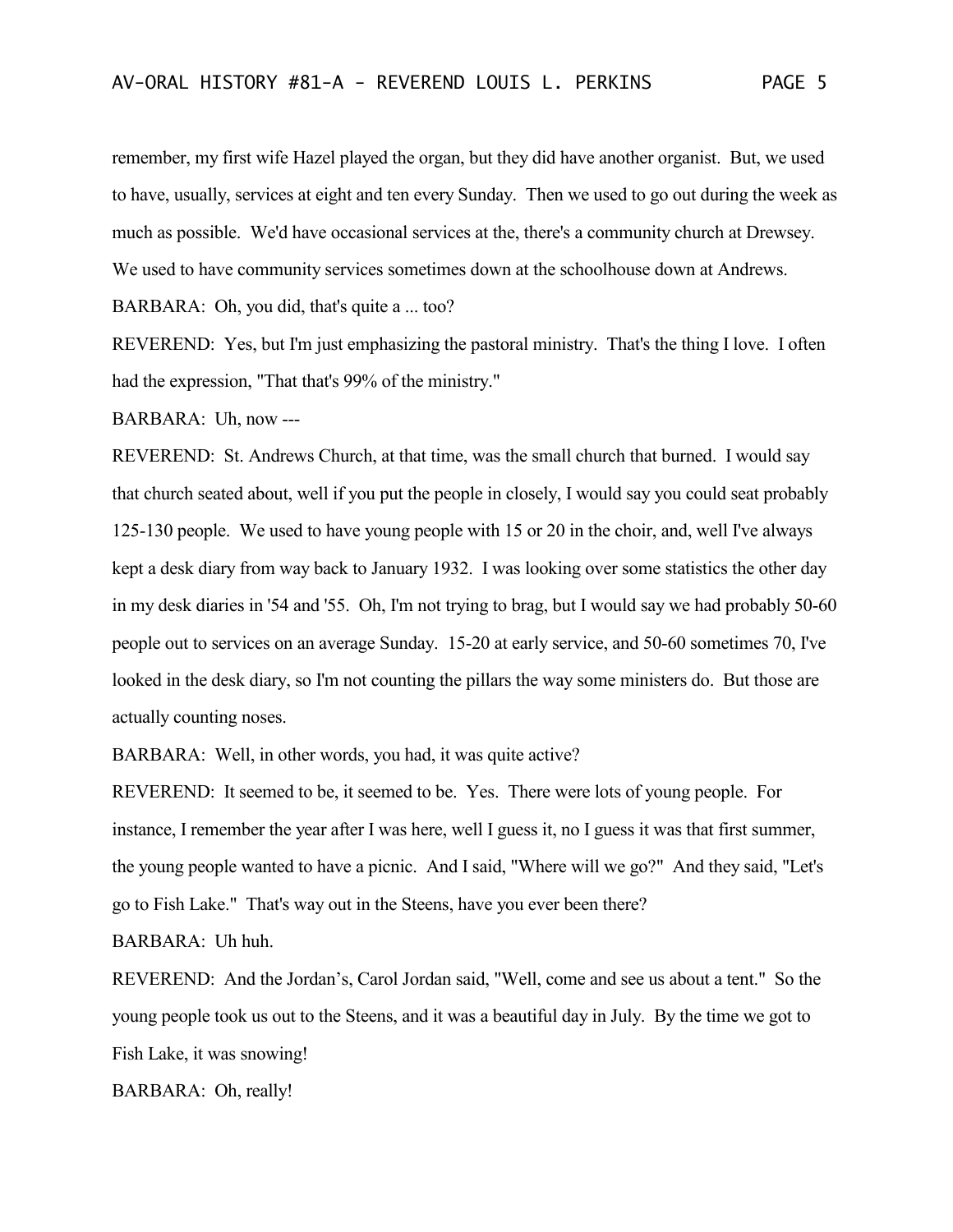remember, my first wife Hazel played the organ, but they did have another organist. But, we used to have, usually, services at eight and ten every Sunday. Then we used to go out during the week as much as possible. We'd have occasional services at the, there's a community church at Drewsey. We used to have community services sometimes down at the schoolhouse down at Andrews.

BARBARA: Oh, you did, that's quite a ... too?

REVEREND: Yes, but I'm just emphasizing the pastoral ministry. That's the thing I love. I often had the expression, "That that's 99% of the ministry."

BARBARA: Uh, now ---

REVEREND: St. Andrews Church, at that time, was the small church that burned. I would say that church seated about, well if you put the people in closely, I would say you could seat probably 125-130 people. We used to have young people with 15 or 20 in the choir, and, well I've always kept a desk diary from way back to January 1932. I was looking over some statistics the other day in my desk diaries in '54 and '55. Oh, I'm not trying to brag, but I would say we had probably 50-60 people out to services on an average Sunday. 15-20 at early service, and 50-60 sometimes 70, I've looked in the desk diary, so I'm not counting the pillars the way some ministers do. But those are actually counting noses.

BARBARA: Well, in other words, you had, it was quite active?

REVEREND: It seemed to be, it seemed to be. Yes. There were lots of young people. For instance, I remember the year after I was here, well I guess it, no I guess it was that first summer, the young people wanted to have a picnic. And I said, "Where will we go?" And they said, "Let's go to Fish Lake." That's way out in the Steens, have you ever been there?

BARBARA: Uh huh.

REVEREND: And the Jordan's, Carol Jordan said, "Well, come and see us about a tent." So the young people took us out to the Steens, and it was a beautiful day in July. By the time we got to Fish Lake, it was snowing!

BARBARA: Oh, really!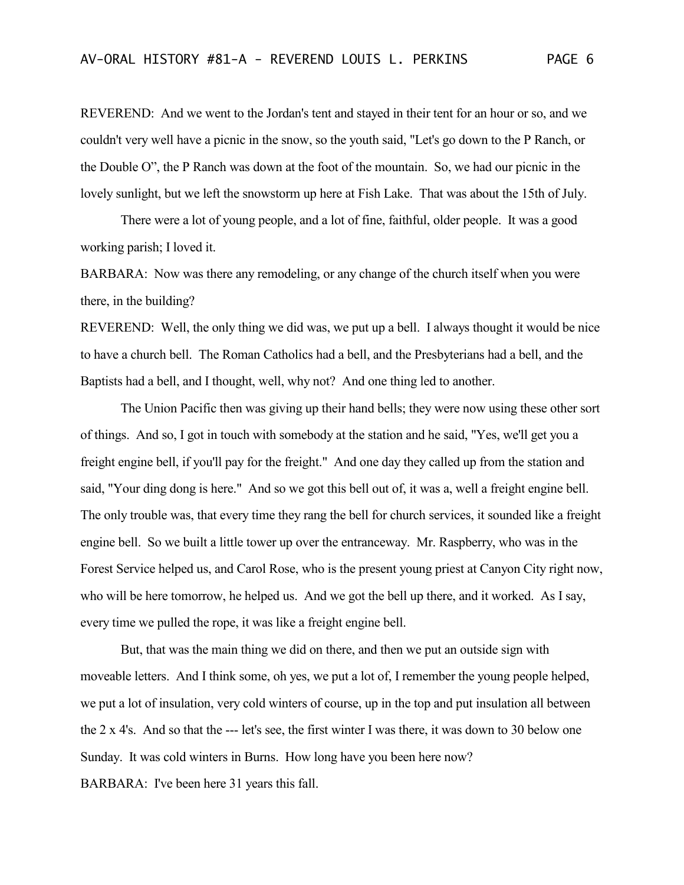REVEREND: And we went to the Jordan's tent and stayed in their tent for an hour or so, and we couldn't very well have a picnic in the snow, so the youth said, "Let's go down to the P Ranch, or the Double O", the P Ranch was down at the foot of the mountain. So, we had our picnic in the lovely sunlight, but we left the snowstorm up here at Fish Lake. That was about the 15th of July.

There were a lot of young people, and a lot of fine, faithful, older people. It was a good working parish; I loved it.

BARBARA: Now was there any remodeling, or any change of the church itself when you were there, in the building?

REVEREND: Well, the only thing we did was, we put up a bell. I always thought it would be nice to have a church bell. The Roman Catholics had a bell, and the Presbyterians had a bell, and the Baptists had a bell, and I thought, well, why not? And one thing led to another.

The Union Pacific then was giving up their hand bells; they were now using these other sort of things. And so, I got in touch with somebody at the station and he said, "Yes, we'll get you a freight engine bell, if you'll pay for the freight." And one day they called up from the station and said, "Your ding dong is here." And so we got this bell out of, it was a, well a freight engine bell. The only trouble was, that every time they rang the bell for church services, it sounded like a freight engine bell. So we built a little tower up over the entranceway. Mr. Raspberry, who was in the Forest Service helped us, and Carol Rose, who is the present young priest at Canyon City right now, who will be here tomorrow, he helped us. And we got the bell up there, and it worked. As I say, every time we pulled the rope, it was like a freight engine bell.

But, that was the main thing we did on there, and then we put an outside sign with moveable letters. And I think some, oh yes, we put a lot of, I remember the young people helped, we put a lot of insulation, very cold winters of course, up in the top and put insulation all between the 2 x 4's. And so that the --- let's see, the first winter I was there, it was down to 30 below one Sunday. It was cold winters in Burns. How long have you been here now?

BARBARA: I've been here 31 years this fall.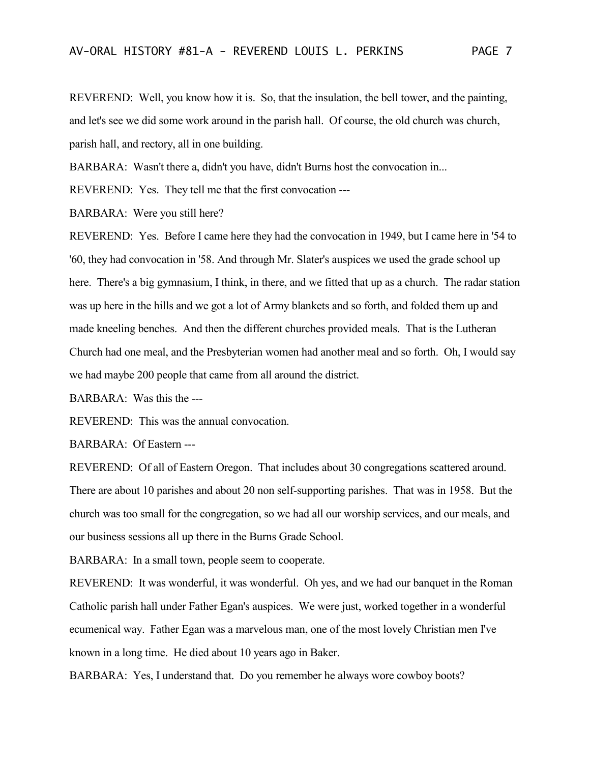REVEREND: Well, you know how it is. So, that the insulation, the bell tower, and the painting, and let's see we did some work around in the parish hall. Of course, the old church was church, parish hall, and rectory, all in one building.

BARBARA: Wasn't there a, didn't you have, didn't Burns host the convocation in...

REVEREND: Yes. They tell me that the first convocation ---

BARBARA: Were you still here?

REVEREND: Yes. Before I came here they had the convocation in 1949, but I came here in '54 to '60, they had convocation in '58. And through Mr. Slater's auspices we used the grade school up here. There's a big gymnasium, I think, in there, and we fitted that up as a church. The radar station was up here in the hills and we got a lot of Army blankets and so forth, and folded them up and made kneeling benches. And then the different churches provided meals. That is the Lutheran Church had one meal, and the Presbyterian women had another meal and so forth. Oh, I would say we had maybe 200 people that came from all around the district.

BARBARA: Was this the ---

REVEREND: This was the annual convocation.

BARBARA: Of Eastern ---

REVEREND: Of all of Eastern Oregon. That includes about 30 congregations scattered around. There are about 10 parishes and about 20 non self-supporting parishes. That was in 1958. But the church was too small for the congregation, so we had all our worship services, and our meals, and our business sessions all up there in the Burns Grade School.

BARBARA: In a small town, people seem to cooperate.

REVEREND: It was wonderful, it was wonderful. Oh yes, and we had our banquet in the Roman Catholic parish hall under Father Egan's auspices. We were just, worked together in a wonderful ecumenical way. Father Egan was a marvelous man, one of the most lovely Christian men I've known in a long time. He died about 10 years ago in Baker.

BARBARA: Yes, I understand that. Do you remember he always wore cowboy boots?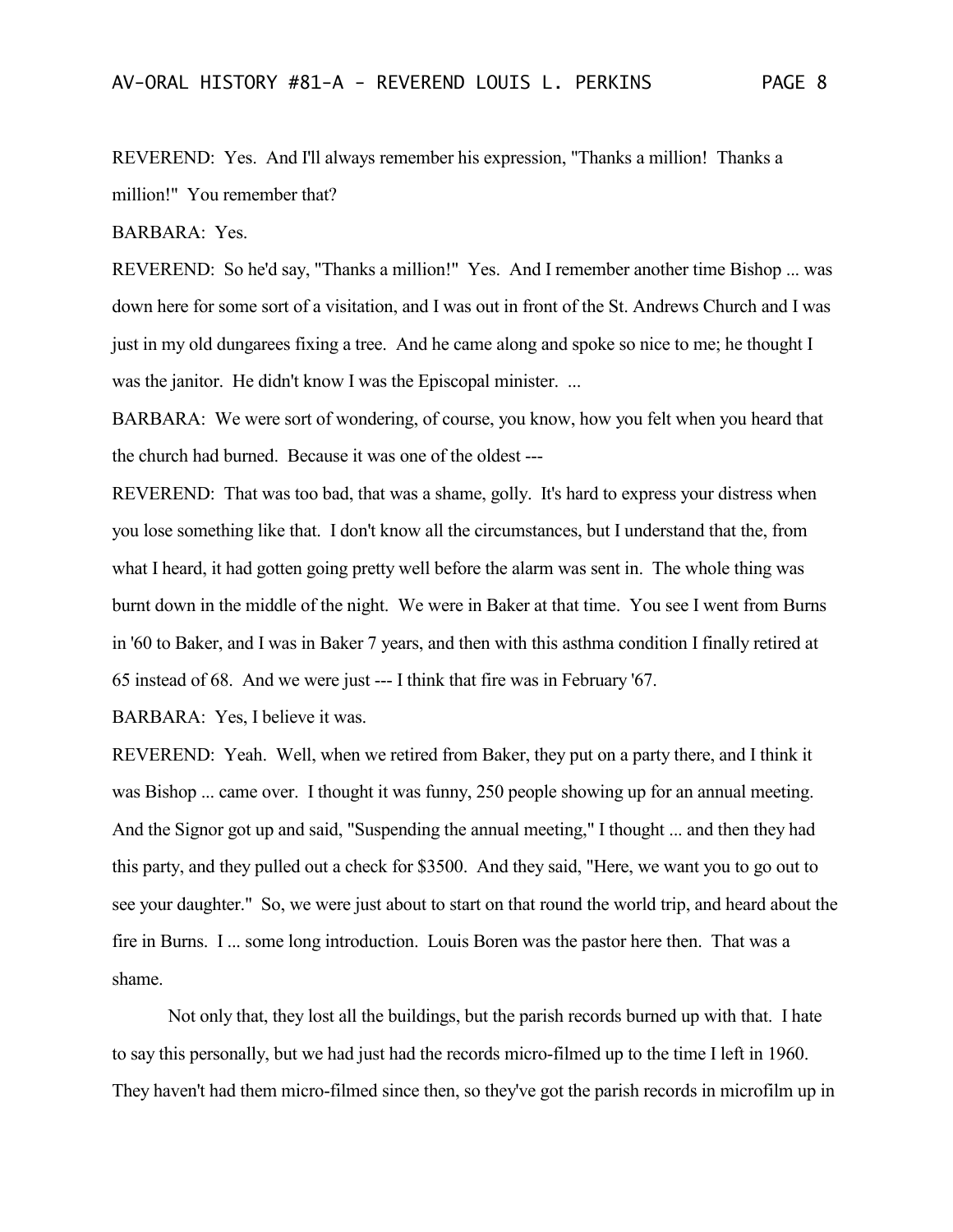REVEREND: Yes. And I'll always remember his expression, "Thanks a million! Thanks a million!" You remember that?

BARBARA: Yes.

REVEREND: So he'd say, "Thanks a million!" Yes. And I remember another time Bishop ... was down here for some sort of a visitation, and I was out in front of the St. Andrews Church and I was just in my old dungarees fixing a tree. And he came along and spoke so nice to me; he thought I was the janitor. He didn't know I was the Episcopal minister. ...

BARBARA: We were sort of wondering, of course, you know, how you felt when you heard that the church had burned. Because it was one of the oldest ---

REVEREND: That was too bad, that was a shame, golly. It's hard to express your distress when you lose something like that. I don't know all the circumstances, but I understand that the, from what I heard, it had gotten going pretty well before the alarm was sent in. The whole thing was burnt down in the middle of the night. We were in Baker at that time. You see I went from Burns in '60 to Baker, and I was in Baker 7 years, and then with this asthma condition I finally retired at 65 instead of 68. And we were just --- I think that fire was in February '67.

BARBARA: Yes, I believe it was.

REVEREND: Yeah. Well, when we retired from Baker, they put on a party there, and I think it was Bishop ... came over. I thought it was funny, 250 people showing up for an annual meeting. And the Signor got up and said, "Suspending the annual meeting," I thought ... and then they had this party, and they pulled out a check for $3500. And they said, "Here, we want you to go out to see your daughter." So, we were just about to start on that round the world trip, and heard about the fire in Burns. I ... some long introduction. Louis Boren was the pastor here then. That was a shame.

Not only that, they lost all the buildings, but the parish records burned up with that. I hate to say this personally, but we had just had the records micro-filmed up to the time I left in 1960. They haven't had them micro-filmed since then, so they've got the parish records in microfilm up in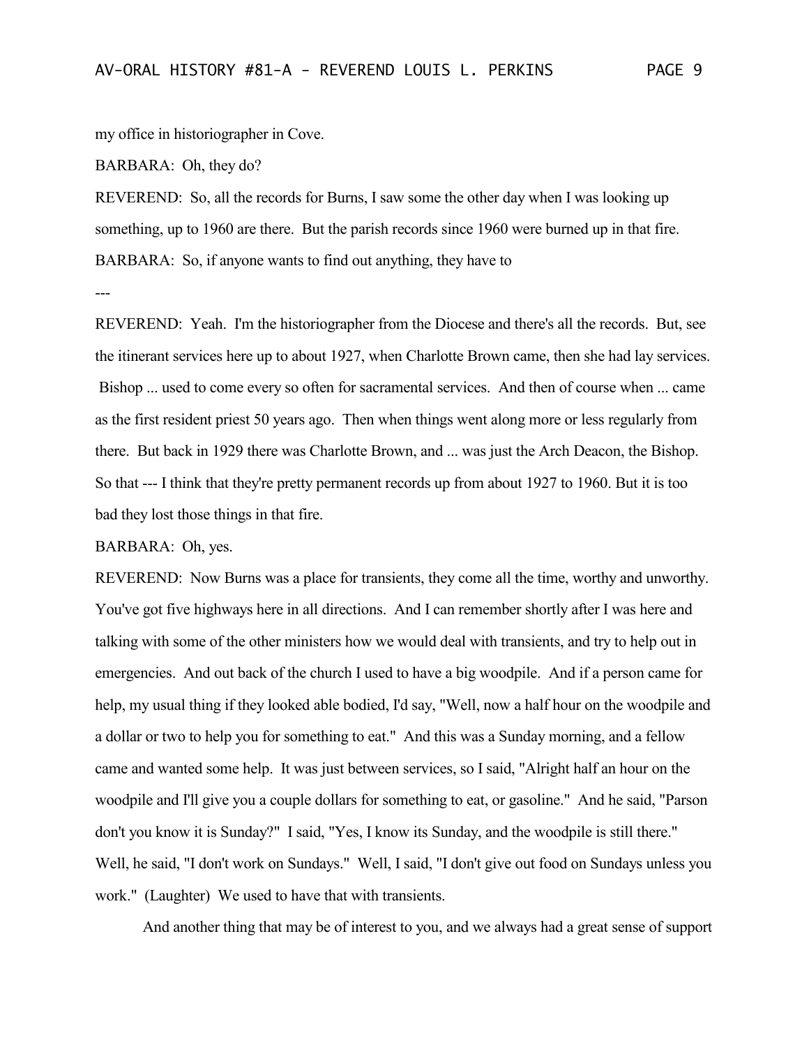my office in historiographer in Cove.

BARBARA: Oh, they do?

REVEREND: So, all the records for Burns, I saw some the other day when I was looking up something, up to 1960 are there. But the parish records since 1960 were burned up in that fire.

BARBARA: So, if anyone wants to find out anything, they have to

---

REVEREND: Yeah. I'm the historiographer from the Diocese and there's all the records. But, see the itinerant services here up to about 1927, when Charlotte Brown came, then she had lay services. Bishop ... used to come every so often for sacramental services. And then of course when ... came as the first resident priest 50 years ago. Then when things went along more or less regularly from there. But back in 1929 there was Charlotte Brown, and ... was just the Arch Deacon, the Bishop. So that --- I think that they're pretty permanent records up from about 1927 to 1960. But it is too bad they lost those things in that fire.

BARBARA: Oh, yes.

REVEREND: Now Burns was a place for transients, they come all the time, worthy and unworthy. You've got five highways here in all directions. And I can remember shortly after I was here and talking with some of the other ministers how we would deal with transients, and try to help out in emergencies. And out back of the church I used to have a big woodpile. And if a person came for help, my usual thing if they looked able bodied, I'd say, "Well, now a half hour on the woodpile and a dollar or two to help you for something to eat." And this was a Sunday morning, and a fellow came and wanted some help. It was just between services, so I said, "Alright half an hour on the woodpile and I'll give you a couple dollars for something to eat, or gasoline." And he said, "Parson don't you know it is Sunday?" I said, "Yes, I know its Sunday, and the woodpile is still there." Well, he said, "I don't work on Sundays." Well, I said, "I don't give out food on Sundays unless you work." (Laughter) We used to have that with transients.

And another thing that may be of interest to you, and we always had a great sense of support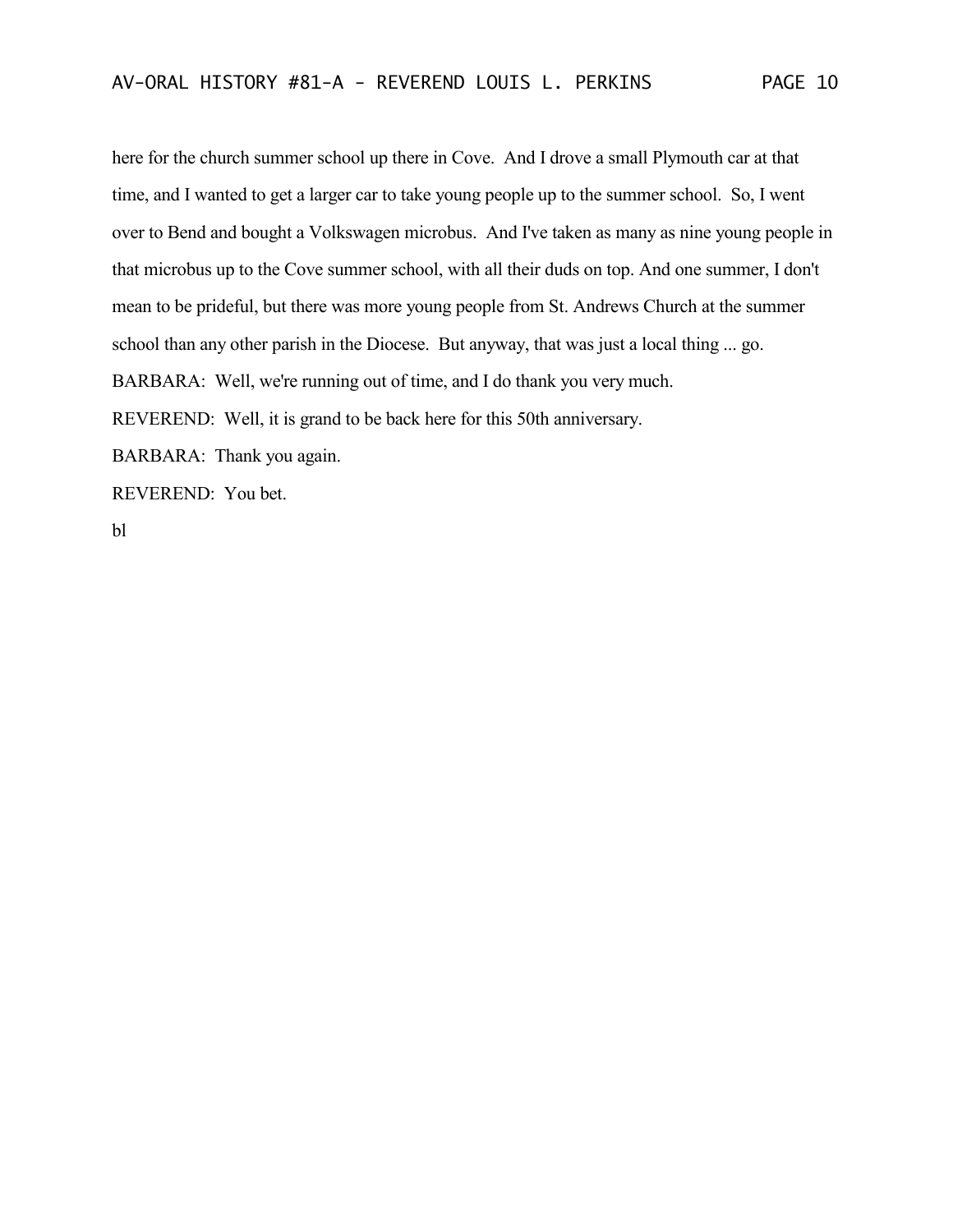here for the church summer school up there in Cove. And I drove a small Plymouth car at that time, and I wanted to get a larger car to take young people up to the summer school. So, I went over to Bend and bought a Volkswagen microbus. And I've taken as many as nine young people in that microbus up to the Cove summer school, with all their duds on top. And one summer, I don't mean to be prideful, but there was more young people from St. Andrews Church at the summer school than any other parish in the Diocese. But anyway, that was just a local thing ... go.

BARBARA: Well, we're running out of time, and I do thank you very much.

REVEREND: Well, it is grand to be back here for this 50th anniversary.

BARBARA: Thank you again.

REVEREND: You bet.

bl